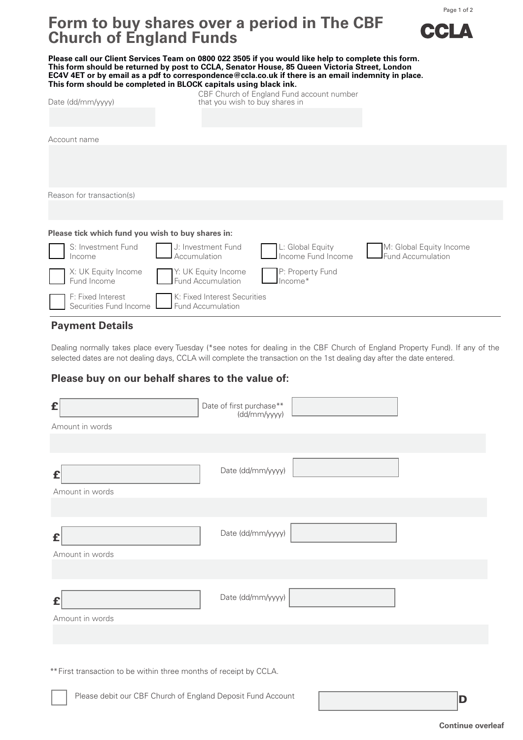# Form to buy shares over a period in The CBF Church of England Funds

CCLA

**Please call our Client Services Team on 0800 022 3505 if you would like help to complete this form. This form should be returned by post to CCLA, Senator House, 85 Queen Victoria Street, London EC4V 4ET or by email as a pdf to correspondence@ccla.co.uk if there is an email indemnity in place. This form should be completed in BLOCK capitals using black ink.**

Date (dd/mm/yyyy)

CBF Church of England Fund account number that you wish to buy shares in

Account name

Reason for transaction(s)

**Please tick which fund you wish to buy shares in:**

- ☐ S: Investment Fund Income
- ☐ J: Investment Fund Accumulation
- ☐ L: Global Equity Income Fund Income
- ☐ M: Global Equity Income Fund Accumulation
- ☐ X: UK Equity Income Fund Income
- ☐ Y: UK Equity Income Fund Accumulation
- ☐ P: Property Fund Income*
- ☐ F: Fixed Interest Securities Fund Income
- ☐ K: Fixed Interest Securities Fund Accumulation

## Payment Details

Dealing normally takes place every Tuesday (*see notes for dealing in the CBF Church of England Property Fund). If any of the selected dates are not dealing days, CCLA will complete the transaction on the 1st dealing day after the date entered.

## Please buy on our behalf shares to the value of:

£ | Date of first purchase** (dd/mm/yyyy)

Amount in words

£ | Date (dd/mm/yyyy)

Amount in words

£ | Date (dd/mm/yyyy)

Amount in words

£ | Date (dd/mm/yyyy)

Amount in words

**First transaction to be within three months of receipt by CCLA.

☐ Please debit our CBF Church of England Deposit Fund Account D

**Continue overleaf**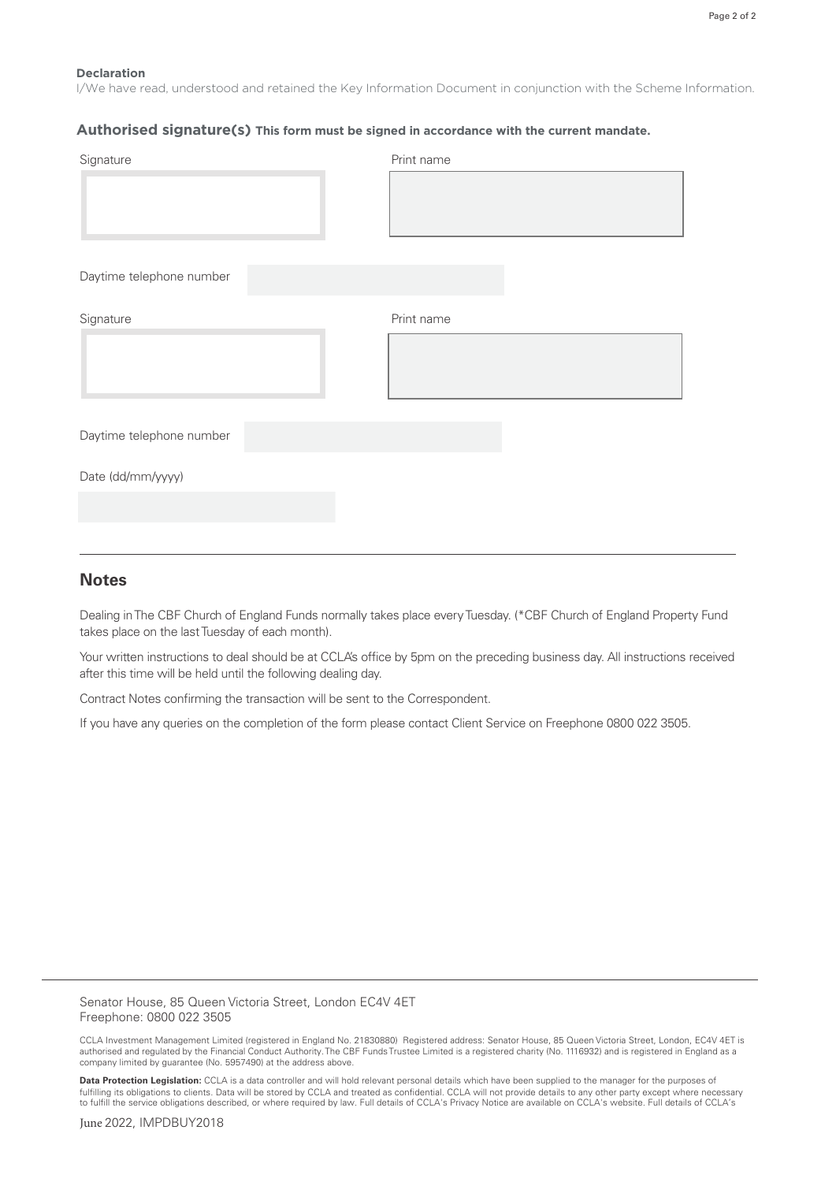**Declaration**

I/We have read, understood and retained the Key Information Document in conjunction with the Scheme Information.

**Authorised signature(s)** **This form must be signed in accordance with the current mandate.**

Signature

Print name

Daytime telephone number

Signature

Print name

Daytime telephone number

Date (dd/mm/yyyy)

## Notes

Dealing in The CBF Church of England Funds normally takes place every Tuesday. (*CBF Church of England Property Fund takes place on the last Tuesday of each month).

Your written instructions to deal should be at CCLA's office by 5pm on the preceding business day. All instructions received after this time will be held until the following dealing day.

Contract Notes confirming the transaction will be sent to the Correspondent.

If you have any queries on the completion of the form please contact Client Service on Freephone 0800 022 3505.

Senator House, 85 Queen Victoria Street, London EC4V 4ET
Freephone: 0800 022 3505

CCLA Investment Management Limited (registered in England No. 21830880) Registered address: Senator House, 85 Queen Victoria Street, London, EC4V 4ET is authorised and regulated by the Financial Conduct Authority. The CBF Funds Trustee Limited is a registered charity (No. 1116932) and is registered in England as a company limited by guarantee (No. 5957490) at the address above.

**Data Protection Legislation:** CCLA is a data controller and will hold relevant personal details which have been supplied to the manager for the purposes of fulfilling its obligations to clients. Data will be stored by CCLA and treated as confidential. CCLA will not provide details to any other party except where necessary to fulfill the service obligations described, or where required by law. Full details of CCLA's Privacy Notice are available on CCLA's website. Full details of CCLA's

June 2022, IMPDBUY2018